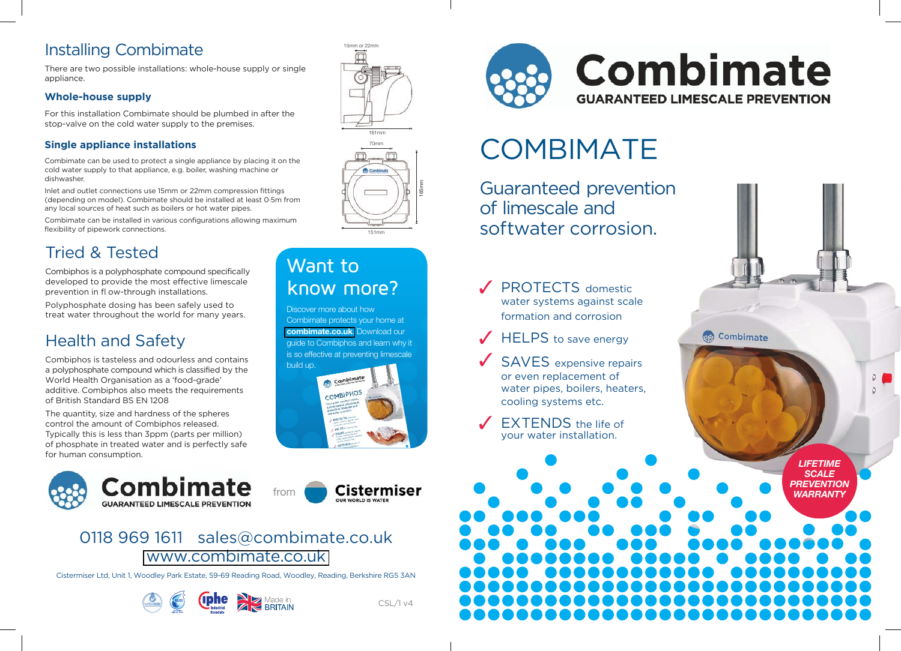## Installing Combimate

There are two possible installations: whole-house supply or single appliance.

### Whole-house supply

For this installation Combimate should be plumbed in after the stop-valve on the cold water supply to the premises.

### Single appliance installations

Combimate can be used to protect a single appliance by placing it on the cold water supply to that appliance, e.g. boiler, washing machine or dishwasher.

Inlet and outlet connections use 15mm or 22mm compression fittings (depending on model). Combimate should be installed at least 0·5m from any local sources of heat such as boilers or hot water pipes.

Combimate can be installed in various configurations allowing maximum flexibility of pipework connections.

15mm or 22mm

161mm

70mm

165mm

151mm

## Tried & Tested

Combiphos is a polyphosphate compound specifically developed to provide the most effective limescale prevention in flow-through installations.

Polyphosphate dosing has been safely used to treat water throughout the world for many years.

## Health and Safety

Combiphos is tasteless and odourless and contains a polyphosphate compound which is classified by the World Health Organisation as a 'food-grade' additive. Combiphos also meets the requirements of British Standard BS EN 1208

The quantity, size and hardness of the spheres control the amount of Combiphos released. Typically this is less than 3ppm (parts per million) of phosphate in treated water and is perfectly safe for human consumption.

## Want to know more?

Discover more about how Combimate protects your home at **combimate.co.uk** Download our guide to Combiphos and learn why it is so effective at preventing limescale build up.

**Combimate** GUARANTEED LIMESCALE PREVENTION from **Cistermiser** OUR WORLD IS WATER

0118 969 1611 sales@combimate.co.uk

www.combimate.co.uk

Cistermiser Ltd, Unit 1, Woodley Park Estate, 59-69 Reading Road, Woodley, Reading, Berkshire RG5 3AN

Made in BRITAIN

CSL/1 v4

# Combimate

GUARANTEED LIMESCALE PREVENTION

# COMBIMATE

## Guaranteed prevention of limescale and softwater corrosion.

- ✓ PROTECTS domestic water systems against scale formation and corrosion
- ✓ HELPS to save energy
- ✓ SAVES expensive repairs or even replacement of water pipes, boilers, heaters, cooling systems etc.
- ✓ EXTENDS the life of your water installation.

***LIFETIME SCALE PREVENTION WARRANTY***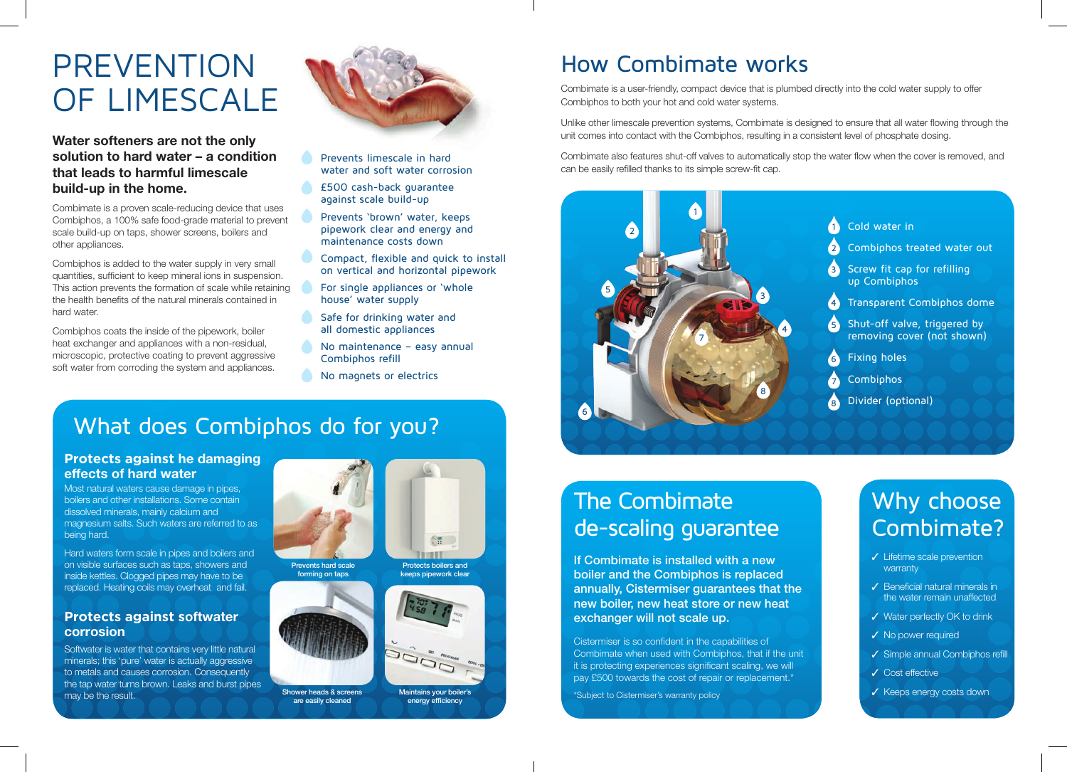# PREVENTION OF LIMESCALE

**Water softeners are not the only solution to hard water – a condition that leads to harmful limescale build-up in the home.**

Combimate is a proven scale-reducing device that uses Combiphos, a 100% safe food-grade material to prevent scale build-up on taps, shower screens, boilers and other appliances.

Combiphos is added to the water supply in very small quantities, sufficient to keep mineral ions in suspension. This action prevents the formation of scale while retaining the health benefits of the natural minerals contained in hard water.

Combiphos coats the inside of the pipework, boiler heat exchanger and appliances with a non-residual, microscopic, protective coating to prevent aggressive soft water from corroding the system and appliances.

- Prevents limescale in hard water and soft water corrosion
- £500 cash-back guarantee against scale build-up
- Prevents 'brown' water, keeps pipework clear and energy and maintenance costs down
- Compact, flexible and quick to install on vertical and horizontal pipework
- For single appliances or 'whole house' water supply
- Safe for drinking water and all domestic appliances
- No maintenance – easy annual Combiphos refill
- No magnets or electrics

## What does Combiphos do for you?

### Protects against he damaging effects of hard water

Most natural waters cause damage in pipes, boilers and other installations. Some contain dissolved minerals, mainly calcium and magnesium salts. Such waters are referred to as being hard.

Hard waters form scale in pipes and boilers and on visible surfaces such as taps, showers and inside kettles. Clogged pipes may have to be replaced. Heating coils may overheat and fail.

### Protects against softwater corrosion

Softwater is water that contains very little natural minerals; this 'pure' water is actually aggressive to metals and causes corrosion. Consequently the tap water turns brown. Leaks and burst pipes may be the result.

Prevents hard scale forming on taps

Protects boilers and keeps pipework clear

Shower heads & screens are easily cleaned

Maintains your boiler's energy efficiency

# How Combimate works

Combimate is a user-friendly, compact device that is plumbed directly into the cold water supply to offer Combiphos to both your hot and cold water systems.

Unlike other limescale prevention systems, Combimate is designed to ensure that all water flowing through the unit comes into contact with the Combiphos, resulting in a consistent level of phosphate dosing.

Combimate also features shut-off valves to automatically stop the water flow when the cover is removed, and can be easily refilled thanks to its simple screw-fit cap.

1. Cold water in
2. Combiphos treated water out
3. Screw fit cap for refilling up Combiphos
4. Transparent Combiphos dome
5. Shut-off valve, triggered by removing cover (not shown)
6. Fixing holes
7. Combiphos
8. Divider (optional)

## The Combimate de-scaling guarantee

**If Combimate is installed with a new boiler and the Combiphos is replaced annually, Cistermiser guarantees that the new boiler, new heat store or new heat exchanger will not scale up.**

Cistermiser is so confident in the capabilities of Combimate when used with Combiphos, that if the unit it is protecting experiences significant scaling, we will pay £500 towards the cost of repair or replacement.*

*Subject to Cistermiser's warranty policy

## Why choose Combimate?

- ✓ Lifetime scale prevention warranty
- ✓ Beneficial natural minerals in the water remain unaffected
- ✓ Water perfectly OK to drink
- ✓ No power required
- ✓ Simple annual Combiphos refill
- ✓ Cost effective
- ✓ Keeps energy costs down